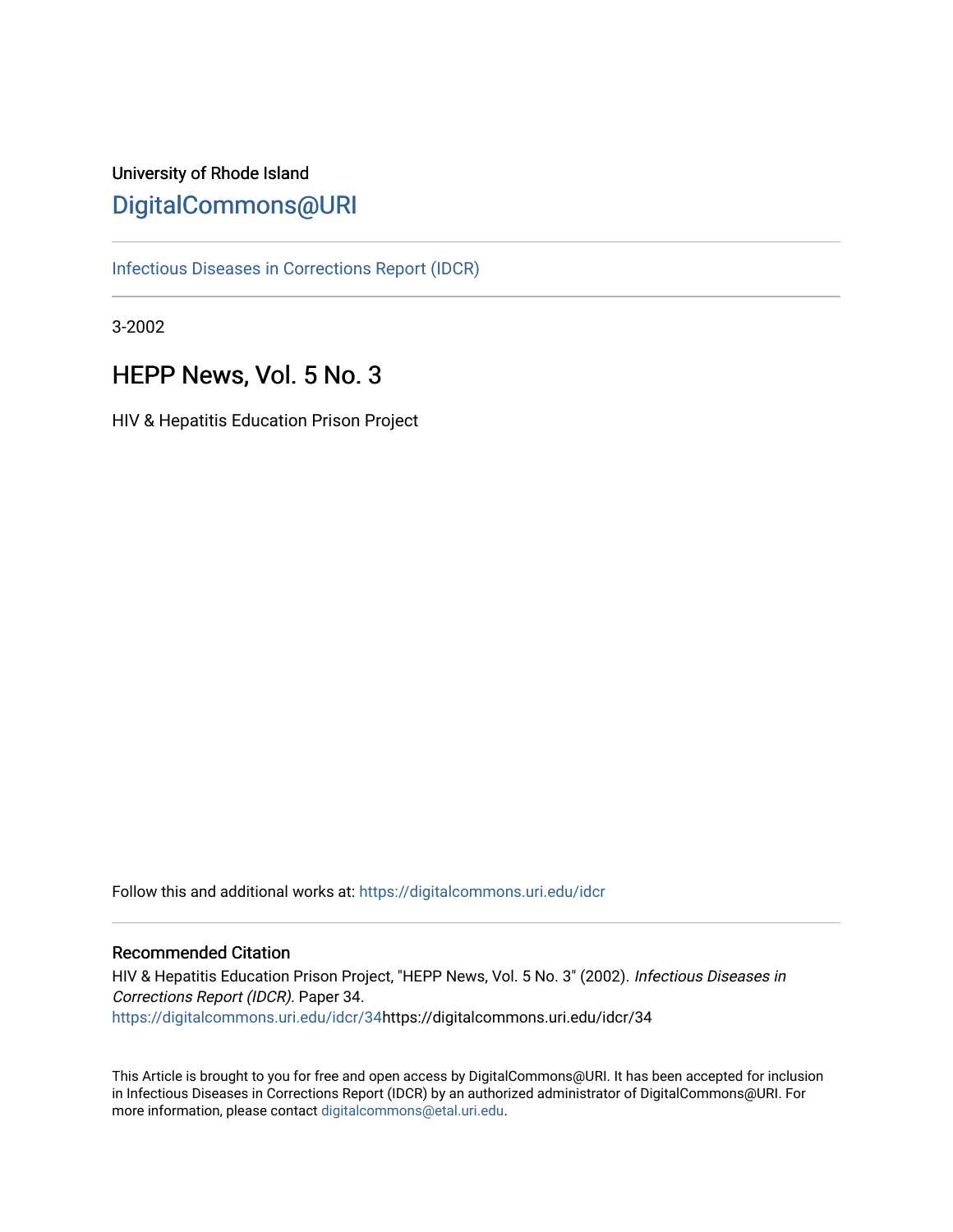University of Rhode Island

DigitalCommons@URI

Infectious Diseases in Corrections Report (IDCR)

3-2002

# HEPP News, Vol. 5 No. 3

HIV & Hepatitis Education Prison Project

Follow this and additional works at: https://digitalcommons.uri.edu/idcr

## Recommended Citation

HIV & Hepatitis Education Prison Project, "HEPP News, Vol. 5 No. 3" (2002). *Infectious Diseases in Corrections Report (IDCR).* Paper 34.
https://digitalcommons.uri.edu/idcr/34https://digitalcommons.uri.edu/idcr/34

This Article is brought to you for free and open access by DigitalCommons@URI. It has been accepted for inclusion in Infectious Diseases in Corrections Report (IDCR) by an authorized administrator of DigitalCommons@URI. For more information, please contact digitalcommons@etal.uri.edu.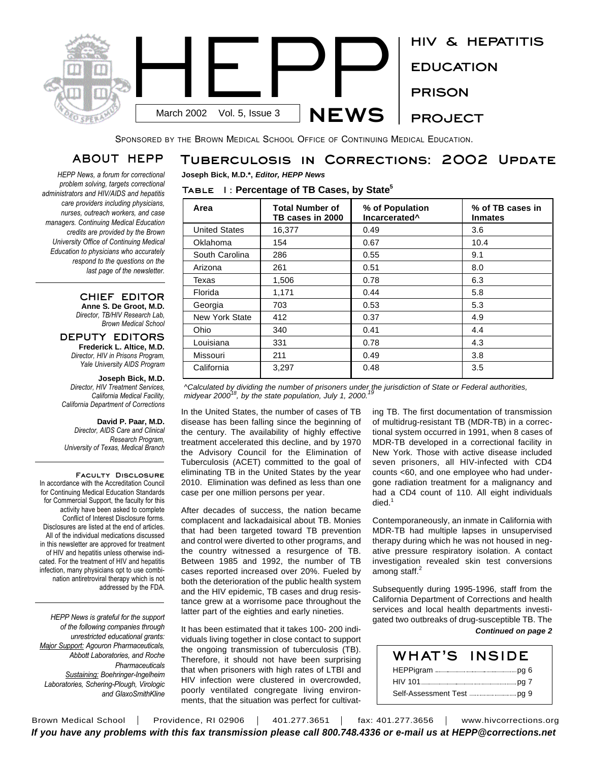# HEPP NEWS

March 2002 Vol. 5, Issue 3

HIV & HEPATITIS EDUCATION PRISON PROJECT

SPONSORED BY THE BROWN MEDICAL SCHOOL OFFICE OF CONTINUING MEDICAL EDUCATION.

## ABOUT HEPP

*HEPP News, a forum for correctional problem solving, targets correctional administrators and HIV/AIDS and hepatitis care providers including physicians, nurses, outreach workers, and case managers. Continuing Medical Education credits are provided by the Brown University Office of Continuing Medical Education to physicians who accurately respond to the questions on the last page of the newsletter.*

### CHIEF EDITOR

**Anne S. De Groot, M.D.**
*Director, TB/HIV Research Lab, Brown Medical School*

### DEPUTY EDITORS

**Frederick L. Altice, M.D.**
*Director, HIV in Prisons Program, Yale University AIDS Program*

**Joseph Bick, M.D.**
*Director, HIV Treatment Services, California Medical Facility, California Department of Corrections*

**David P. Paar, M.D.**
*Director, AIDS Care and Clinical Research Program, University of Texas, Medical Branch*

### FACULTY DISCLOSURE

In accordance with the Accreditation Council for Continuing Medical Education Standards for Commercial Support, the faculty for this activity have been asked to complete Conflict of Interest Disclosure forms. Disclosures are listed at the end of articles. All of the individual medications discussed in this newsletter are approved for treatment of HIV and hepatitis unless otherwise indicated. For the treatment of HIV and hepatitis infection, many physicians opt to use combination antiretroviral therapy which is not addressed by the FDA.

*HEPP News is grateful for the support of the following companies through unrestricted educational grants: Major Support: Agouron Pharmaceuticals, Abbott Laboratories, and Roche Pharmaceuticals Sustaining: Boehringer-Ingelheim Laboratories, Schering-Plough, Virologic and GlaxoSmithKline*

## Tuberculosis in Corrections: 2002 Update

**Joseph Bick, M.D.\*, *Editor, HEPP News***

**TABLE 1: Percentage of TB Cases, by State[5]**

| Area | Total Number of TB cases in 2000 | % of Population Incarcerated^ | % of TB cases in Inmates |
|---|---|---|---|
| United States | 16,377 | 0.49 | 3.6 |
| Oklahoma | 154 | 0.67 | 10.4 |
| South Carolina | 286 | 0.55 | 9.1 |
| Arizona | 261 | 0.51 | 8.0 |
| Texas | 1,506 | 0.78 | 6.3 |
| Florida | 1,171 | 0.44 | 5.8 |
| Georgia | 703 | 0.53 | 5.3 |
| New York State | 412 | 0.37 | 4.9 |
| Ohio | 340 | 0.41 | 4.4 |
| Louisiana | 331 | 0.78 | 4.3 |
| Missouri | 211 | 0.49 | 3.8 |
| California | 3,297 | 0.48 | 3.5 |

*^Calculated by dividing the number of prisoners under the jurisdiction of State or Federal authorities, midyear 2000[18], by the state population, July 1, 2000.[19]*

In the United States, the number of cases of TB disease has been falling since the beginning of the century. The availability of highly effective treatment accelerated this decline, and by 1970 the Advisory Council for the Elimination of Tuberculosis (ACET) committed to the goal of eliminating TB in the United States by the year 2010. Elimination was defined as less than one case per one million persons per year.

After decades of success, the nation became complacent and lackadaisical about TB. Monies that had been targeted toward TB prevention and control were diverted to other programs, and the country witnessed a resurgence of TB. Between 1985 and 1992, the number of TB cases reported increased over 20%. Fueled by both the deterioration of the public health system and the HIV epidemic, TB cases and drug resistance grew at a worrisome pace throughout the latter part of the eighties and early nineties.

It has been estimated that it takes 100- 200 individuals living together in close contact to support the ongoing transmission of tuberculosis (TB). Therefore, it should not have been surprising that when prisoners with high rates of LTBI and HIV infection were clustered in overcrowded, poorly ventilated congregate living environments, that the situation was perfect for cultivating TB. The first documentation of transmission of multidrug-resistant TB (MDR-TB) in a correctional system occurred in 1991, when 8 cases of MDR-TB developed in a correctional facility in New York. Those with active disease included seven prisoners, all HIV-infected with CD4 counts <60, and one employee who had undergone radiation treatment for a malignancy and had a CD4 count of 110. All eight individuals died.[1]

Contemporaneously, an inmate in California with MDR-TB had multiple lapses in unsupervised therapy during which he was not housed in negative pressure respiratory isolation. A contact investigation revealed skin test conversions among staff.[2]

Subsequently during 1995-1996, staff from the California Department of Corrections and health services and local health departments investigated two outbreaks of drug-susceptible TB. The

***Continued on page 2***

## WHAT'S INSIDE

- HEPPigram ... pg 6
- HIV 101 ... pg 7
- Self-Assessment Test ... pg 9

Brown Medical School | Providence, RI 02906 | 401.277.3651 | fax: 401.277.3656 | www.hivcorrections.org

***If you have any problems with this fax transmission please call 800.748.4336 or e-mail us at HEPP@corrections.net***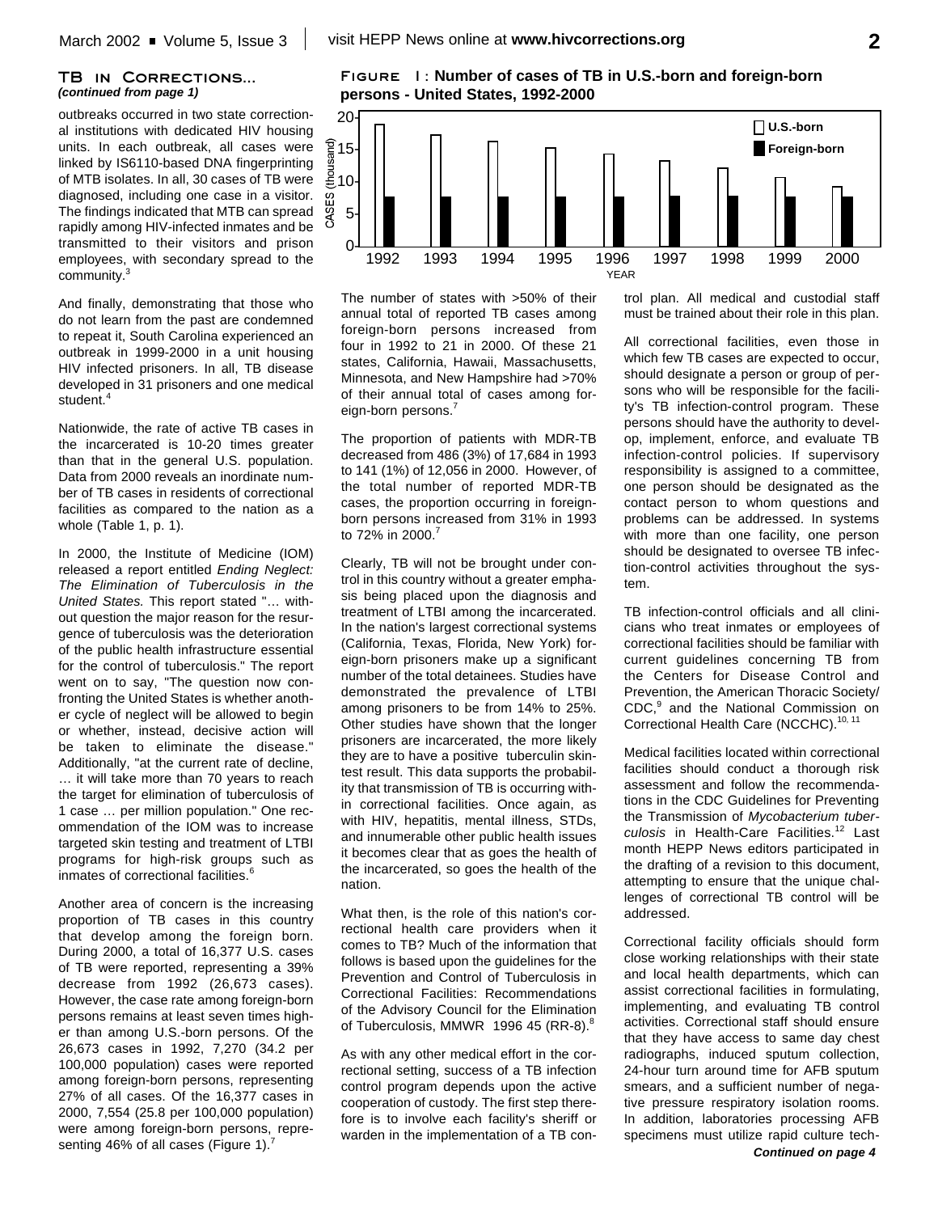### TB in Corrections...

*(continued from page 1)*

outbreaks occurred in two state correctional institutions with dedicated HIV housing units. In each outbreak, all cases were linked by IS6110-based DNA fingerprinting of MTB isolates. In all, 30 cases of TB were diagnosed, including one case in a visitor. The findings indicated that MTB can spread rapidly among HIV-infected inmates and be transmitted to their visitors and prison employees, with secondary spread to the community.[3]

And finally, demonstrating that those who do not learn from the past are condemned to repeat it, South Carolina experienced an outbreak in 1999-2000 in a unit housing HIV infected prisoners. In all, TB disease developed in 31 prisoners and one medical student.[4]

Nationwide, the rate of active TB cases in the incarcerated is 10-20 times greater than that in the general U.S. population. Data from 2000 reveals an inordinate number of TB cases in residents of correctional facilities as compared to the nation as a whole (Table 1, p. 1).

In 2000, the Institute of Medicine (IOM) released a report entitled *Ending Neglect: The Elimination of Tuberculosis in the United States.* This report stated "… without question the major reason for the resurgence of tuberculosis was the deterioration of the public health infrastructure essential for the control of tuberculosis." The report went on to say, "The question now confronting the United States is whether another cycle of neglect will be allowed to begin or whether, instead, decisive action will be taken to eliminate the disease." Additionally, "at the current rate of decline, … it will take more than 70 years to reach the target for elimination of tuberculosis of 1 case … per million population." One recommendation of the IOM was to increase targeted skin testing and treatment of LTBI programs for high-risk groups such as inmates of correctional facilities.[6]

Another area of concern is the increasing proportion of TB cases in this country that develop among the foreign born. During 2000, a total of 16,377 U.S. cases of TB were reported, representing a 39% decrease from 1992 (26,673 cases). However, the case rate among foreign-born persons remains at least seven times higher than among U.S.-born persons. Of the 26,673 cases in 1992, 7,270 (34.2 per 100,000 population) cases were reported among foreign-born persons, representing 27% of all cases. Of the 16,377 cases in 2000, 7,554 (25.8 per 100,000 population) were among foreign-born persons, representing 46% of all cases (Figure 1).[7]

**Figure 1: Number of cases of TB in U.S.-born and foreign-born persons - United States, 1992-2000**

The number of states with >50% of their annual total of reported TB cases among foreign-born persons increased from four in 1992 to 21 in 2000. Of these 21 states, California, Hawaii, Massachusetts, Minnesota, and New Hampshire had >70% of their annual total of cases among foreign-born persons.[7]

The proportion of patients with MDR-TB decreased from 486 (3%) of 17,684 in 1993 to 141 (1%) of 12,056 in 2000. However, of the total number of reported MDR-TB cases, the proportion occurring in foreign-born persons increased from 31% in 1993 to 72% in 2000.[7]

Clearly, TB will not be brought under control in this country without a greater emphasis being placed upon the diagnosis and treatment of LTBI among the incarcerated. In the nation's largest correctional systems (California, Texas, Florida, New York) foreign-born prisoners make up a significant number of the total detainees. Studies have demonstrated the prevalence of LTBI among prisoners to be from 14% to 25%. Other studies have shown that the longer prisoners are incarcerated, the more likely they are to have a positive tuberculin skin-test result. This data supports the probability that transmission of TB is occurring within correctional facilities. Once again, as with HIV, hepatitis, mental illness, STDs, and innumerable other public health issues it becomes clear that as goes the health of the incarcerated, so goes the health of the nation.

What then, is the role of this nation's correctional health care providers when it comes to TB? Much of the information that follows is based upon the guidelines for the Prevention and Control of Tuberculosis in Correctional Facilities: Recommendations of the Advisory Council for the Elimination of Tuberculosis, MMWR 1996 45 (RR-8).[8]

As with any other medical effort in the correctional setting, success of a TB infection control program depends upon the active cooperation of custody. The first step therefore is to involve each facility's sheriff or warden in the implementation of a TB control plan. All medical and custodial staff must be trained about their role in this plan.

All correctional facilities, even those in which few TB cases are expected to occur, should designate a person or group of persons who will be responsible for the facility's TB infection-control program. These persons should have the authority to develop, implement, enforce, and evaluate TB infection-control policies. If supervisory responsibility is assigned to a committee, one person should be designated as the contact person to whom questions and problems can be addressed. In systems with more than one facility, one person should be designated to oversee TB infection-control activities throughout the system.

TB infection-control officials and all clinicians who treat inmates or employees of correctional facilities should be familiar with current guidelines concerning TB from the Centers for Disease Control and Prevention, the American Thoracic Society/CDC,[9] and the National Commission on Correctional Health Care (NCCHC).[10, 11]

Medical facilities located within correctional facilities should conduct a thorough risk assessment and follow the recommendations in the CDC Guidelines for Preventing the Transmission of *Mycobacterium tuberculosis* in Health-Care Facilities.[12] Last month HEPP News editors participated in the drafting of a revision to this document, attempting to ensure that the unique challenges of correctional TB control will be addressed.

Correctional facility officials should form close working relationships with their state and local health departments, which can assist correctional facilities in formulating, implementing, and evaluating TB control activities. Correctional staff should ensure that they have access to same day chest radiographs, induced sputum collection, 24-hour turn around time for AFB sputum smears, and a sufficient number of negative pressure respiratory isolation rooms. In addition, laboratories processing AFB specimens must utilize rapid culture tech-

*Continued on page 4*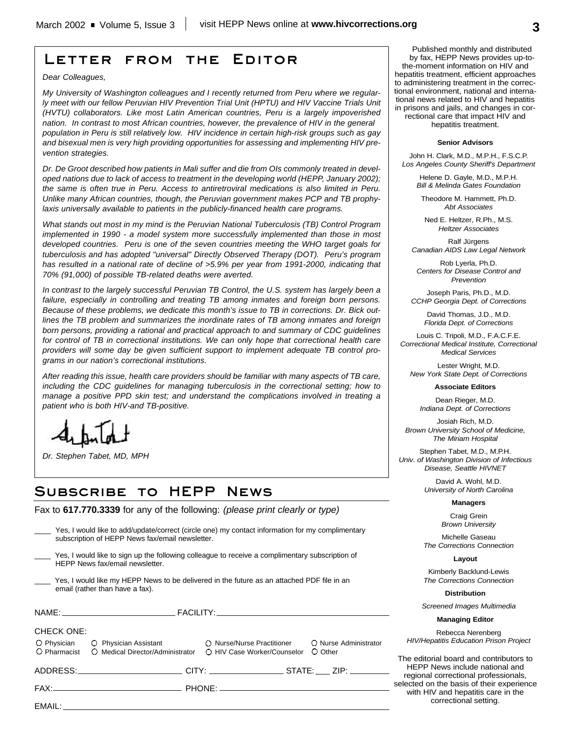# Letter from the Editor

*Dear Colleagues,*

*My University of Washington colleagues and I recently returned from Peru where we regularly meet with our fellow Peruvian HIV Prevention Trial Unit (HPTU) and HIV Vaccine Trials Unit (HVTU) collaborators. Like most Latin American countries, Peru is a largely impoverished nation. In contrast to most African countries, however, the prevalence of HIV in the general population in Peru is still relatively low. HIV incidence in certain high-risk groups such as gay and bisexual men is very high providing opportunities for assessing and implementing HIV prevention strategies.*

*Dr. De Groot described how patients in Mali suffer and die from OIs commonly treated in developed nations due to lack of access to treatment in the developing world (HEPP, January 2002); the same is often true in Peru. Access to antiretroviral medications is also limited in Peru. Unlike many African countries, though, the Peruvian government makes PCP and TB prophylaxis universally available to patients in the publicly-financed health care programs.*

*What stands out most in my mind is the Peruvian National Tuberculosis (TB) Control Program implemented in 1990 - a model system more successfully implemented than those in most developed countries. Peru is one of the seven countries meeting the WHO target goals for tuberculosis and has adopted "universal" Directly Observed Therapy (DOT). Peru's program has resulted in a national rate of decline of >5.9% per year from 1991-2000, indicating that 70% (91,000) of possible TB-related deaths were averted.*

*In contrast to the largely successful Peruvian TB Control, the U.S. system has largely been a failure, especially in controlling and treating TB among inmates and foreign born persons. Because of these problems, we dedicate this month's issue to TB in corrections. Dr. Bick outlines the TB problem and summarizes the inordinate rates of TB among inmates and foreign born persons, providing a rational and practical approach to and summary of CDC guidelines for control of TB in correctional institutions. We can only hope that correctional health care providers will some day be given sufficient support to implement adequate TB control programs in our nation's correctional institutions.*

*After reading this issue, health care providers should be familiar with many aspects of TB care, including the CDC guidelines for managing tuberculosis in the correctional setting; how to manage a positive PPD skin test; and understand the complications involved in treating a patient who is both HIV-and TB-positive.*

*Dr. Stephen Tabet, MD, MPH*

# Subscribe to HEPP News

Fax to **617.770.3339** for any of the following: *(please print clearly or type)*

____ Yes, I would like to add/update/correct (circle one) my contact information for my complimentary subscription of HEPP News fax/email newsletter.

____ Yes, I would like to sign up the following colleague to receive a complimentary subscription of HEPP News fax/email newsletter.

____ Yes, I would like my HEPP News to be delivered in the future as an attached PDF file in an email (rather than have a fax).

NAME: ____________________ FACILITY: ____________________

CHECK ONE:

○ Physician ○ Physician Assistant ○ Nurse/Nurse Practitioner ○ Nurse Administrator
○ Pharmacist ○ Medical Director/Administrator ○ HIV Case Worker/Counselor ○ Other

ADDRESS: ____________________ CITY: ______________ STATE: ___ ZIP: ________

FAX: ____________________ PHONE: ____________________

EMAIL: ____________________

---

Published monthly and distributed by fax, HEPP News provides up-to-the-moment information on HIV and hepatitis treatment, efficient approaches to administering treatment in the correctional environment, national and international news related to HIV and hepatitis in prisons and jails, and changes in correctional care that impact HIV and hepatitis treatment.

**Senior Advisors**

John H. Clark, M.D., M.P.H., F.S.C.P.
*Los Angeles County Sheriff's Department*

Helene D. Gayle, M.D., M.P.H.
*Bill & Melinda Gates Foundation*

Theodore M. Hammett, Ph.D.
*Abt Associates*

Ned E. Heltzer, R.Ph., M.S.
*Heltzer Associates*

Ralf Jürgens
*Canadian AIDS Law Legal Network*

Rob Lyerla, Ph.D.
*Centers for Disease Control and Prevention*

Joseph Paris, Ph.D., M.D.
*CCHP Georgia Dept. of Corrections*

David Thomas, J.D., M.D.
*Florida Dept. of Corrections*

Louis C. Tripoli, M.D., F.A.C.F.E.
*Correctional Medical Institute, Correctional Medical Services*

Lester Wright, M.D.
*New York State Dept. of Corrections*

**Associate Editors**

Dean Rieger, M.D.
*Indiana Dept. of Corrections*

Josiah Rich, M.D.
*Brown University School of Medicine, The Miriam Hospital*

Stephen Tabet, M.D., M.P.H.
*Univ. of Washington Division of Infectious Disease, Seattle HIVNET*

David A. Wohl, M.D.
*University of North Carolina*

**Managers**

Craig Grein
*Brown University*

Michelle Gaseau
*The Corrections Connection*

**Layout**

Kimberly Backlund-Lewis
*The Corrections Connection*

**Distribution**

*Screened Images Multimedia*

**Managing Editor**

Rebecca Nerenberg
*HIV/Hepatitis Education Prison Project*

The editorial board and contributors to HEPP News include national and regional correctional professionals, selected on the basis of their experience with HIV and hepatitis care in the correctional setting.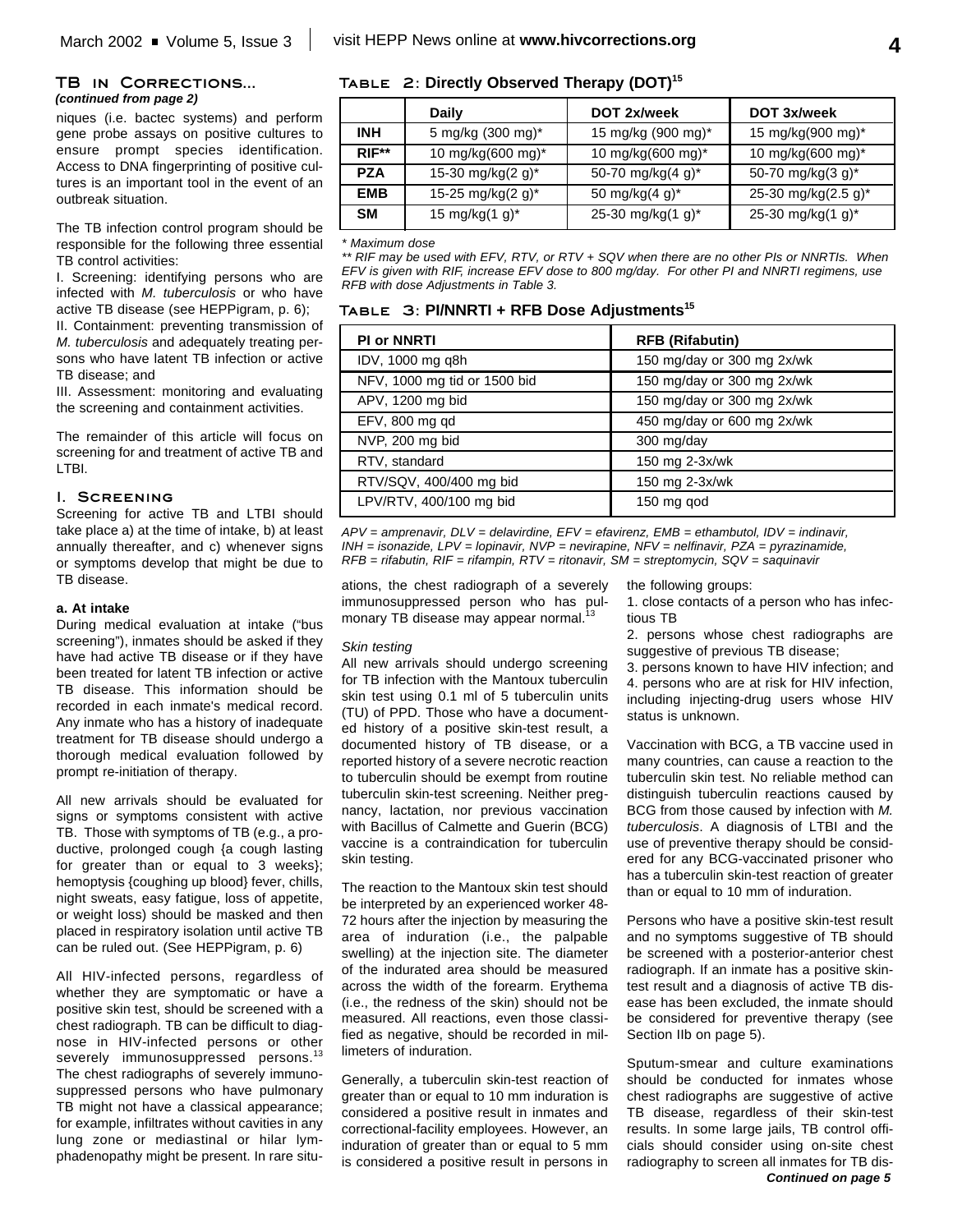## TB in Corrections...

***(continued from page 2)***

niques (i.e. bactec systems) and perform gene probe assays on positive cultures to ensure prompt species identification. Access to DNA fingerprinting of positive cultures is an important tool in the event of an outbreak situation.

The TB infection control program should be responsible for the following three essential TB control activities:

I. Screening: identifying persons who are infected with *M. tuberculosis* or who have active TB disease (see HEPPigram, p. 6);

II. Containment: preventing transmission of *M. tuberculosis* and adequately treating persons who have latent TB infection or active TB disease; and

III. Assessment: monitoring and evaluating the screening and containment activities.

The remainder of this article will focus on screening for and treatment of active TB and LTBI.

### I. Screening

Screening for active TB and LTBI should take place a) at the time of intake, b) at least annually thereafter, and c) whenever signs or symptoms develop that might be due to TB disease.

#### a. At intake

During medical evaluation at intake ("bus screening"), inmates should be asked if they have had active TB disease or if they have been treated for latent TB infection or active TB disease. This information should be recorded in each inmate's medical record. Any inmate who has a history of inadequate treatment for TB disease should undergo a thorough medical evaluation followed by prompt re-initiation of therapy.

All new arrivals should be evaluated for signs or symptoms consistent with active TB. Those with symptoms of TB (e.g., a productive, prolonged cough {a cough lasting for greater than or equal to 3 weeks}; hemoptysis {coughing up blood} fever, chills, night sweats, easy fatigue, loss of appetite, or weight loss) should be masked and then placed in respiratory isolation until active TB can be ruled out. (See HEPPigram, p. 6)

All HIV-infected persons, regardless of whether they are symptomatic or have a positive skin test, should be screened with a chest radiograph. TB can be difficult to diagnose in HIV-infected persons or other severely immunosuppressed persons.[13] The chest radiographs of severely immunosuppressed persons who have pulmonary TB might not have a classical appearance; for example, infiltrates without cavities in any lung zone or mediastinal or hilar lymphadenopathy might be present. In rare situations, the chest radiograph of a severely immunosuppressed person who has pulmonary TB disease may appear normal.[13]

**Table 2: Directly Observed Therapy (DOT)[15]**

| | Daily | DOT 2x/week | DOT 3x/week |
|---|---|---|---|
| **INH** | 5 mg/kg (300 mg)* | 15 mg/kg (900 mg)* | 15 mg/kg(900 mg)* |
| **RIF**** | 10 mg/kg(600 mg)* | 10 mg/kg(600 mg)* | 10 mg/kg(600 mg)* |
| **PZA** | 15-30 mg/kg(2 g)* | 50-70 mg/kg(4 g)* | 50-70 mg/kg(3 g)* |
| **EMB** | 15-25 mg/kg(2 g)* | 50 mg/kg(4 g)* | 25-30 mg/kg(2.5 g)* |
| **SM** | 15 mg/kg(1 g)* | 25-30 mg/kg(1 g)* | 25-30 mg/kg(1 g)* |

*\* Maximum dose*

*\*\* RIF may be used with EFV, RTV, or RTV + SQV when there are no other PIs or NNRTIs. When EFV is given with RIF, increase EFV dose to 800 mg/day. For other PI and NNRTI regimens, use RFB with dose Adjustments in Table 3.*

**Table 3: PI/NNRTI + RFB Dose Adjustments[15]**

| PI or NNRTI | RFB (Rifabutin) |
|---|---|
| IDV, 1000 mg q8h | 150 mg/day or 300 mg 2x/wk |
| NFV, 1000 mg tid or 1500 bid | 150 mg/day or 300 mg 2x/wk |
| APV, 1200 mg bid | 150 mg/day or 300 mg 2x/wk |
| EFV, 800 mg qd | 450 mg/day or 600 mg 2x/wk |
| NVP, 200 mg bid | 300 mg/day |
| RTV, standard | 150 mg 2-3x/wk |
| RTV/SQV, 400/400 mg bid | 150 mg 2-3x/wk |
| LPV/RTV, 400/100 mg bid | 150 mg qod |

*APV = amprenavir, DLV = delavirdine, EFV = efavirenz, EMB = ethambutol, IDV = indinavir, INH = isonazide, LPV = lopinavir, NVP = nevirapine, NFV = nelfinavir, PZA = pyrazinamide, RFB = rifabutin, RIF = rifampin, RTV = ritonavir, SM = streptomycin, SQV = saquinavir*

*Skin testing*

All new arrivals should undergo screening for TB infection with the Mantoux tuberculin skin test using 0.1 ml of 5 tuberculin units (TU) of PPD. Those who have a documented history of a positive skin-test result, a documented history of TB disease, or a reported history of a severe necrotic reaction to tuberculin should be exempt from routine tuberculin skin-test screening. Neither pregnancy, lactation, nor previous vaccination with Bacillus of Calmette and Guerin (BCG) vaccine is a contraindication for tuberculin skin testing.

The reaction to the Mantoux skin test should be interpreted by an experienced worker 48-72 hours after the injection by measuring the area of induration (i.e., the palpable swelling) at the injection site. The diameter of the indurated area should be measured across the width of the forearm. Erythema (i.e., the redness of the skin) should not be measured. All reactions, even those classified as negative, should be recorded in millimeters of induration.

Generally, a tuberculin skin-test reaction of greater than or equal to 10 mm induration is considered a positive result in inmates and correctional-facility employees. However, an induration of greater than or equal to 5 mm is considered a positive result in persons in the following groups:

1. close contacts of a person who has infectious TB
2. persons whose chest radiographs are suggestive of previous TB disease;
3. persons known to have HIV infection; and
4. persons who are at risk for HIV infection, including injecting-drug users whose HIV status is unknown.

Vaccination with BCG, a TB vaccine used in many countries, can cause a reaction to the tuberculin skin test. No reliable method can distinguish tuberculin reactions caused by BCG from those caused by infection with *M. tuberculosis*. A diagnosis of LTBI and the use of preventive therapy should be considered for any BCG-vaccinated prisoner who has a tuberculin skin-test reaction of greater than or equal to 10 mm of induration.

Persons who have a positive skin-test result and no symptoms suggestive of TB should be screened with a posterior-anterior chest radiograph. If an inmate has a positive skin-test result and a diagnosis of active TB disease has been excluded, the inmate should be considered for preventive therapy (see Section IIb on page 5).

Sputum-smear and culture examinations should be conducted for inmates whose chest radiographs are suggestive of active TB disease, regardless of their skin-test results. In some large jails, TB control officials should consider using on-site chest radiography to screen all inmates for TB dis-

***Continued on page 5***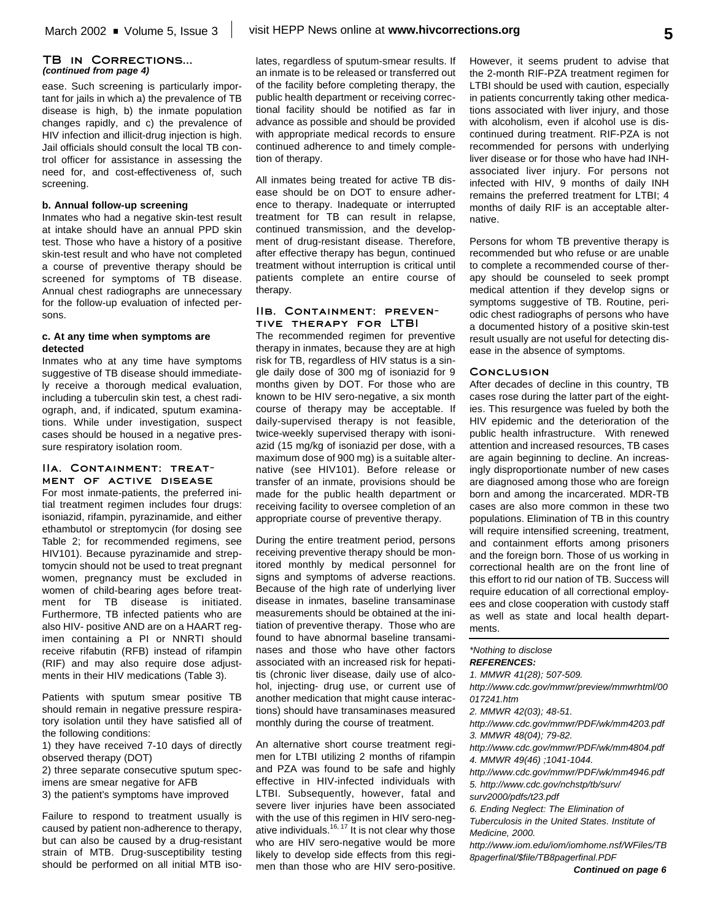## TB in Corrections...

*(continued from page 4)*

ease. Such screening is particularly important for jails in which a) the prevalence of TB disease is high, b) the inmate population changes rapidly, and c) the prevalence of HIV infection and illicit-drug injection is high. Jail officials should consult the local TB control officer for assistance in assessing the need for, and cost-effectiveness of, such screening.

**b. Annual follow-up screening**

Inmates who had a negative skin-test result at intake should have an annual PPD skin test. Those who have a history of a positive skin-test result and who have not completed a course of preventive therapy should be screened for symptoms of TB disease. Annual chest radiographs are unnecessary for the follow-up evaluation of infected persons.

**c. At any time when symptoms are detected**

Inmates who at any time have symptoms suggestive of TB disease should immediately receive a thorough medical evaluation, including a tuberculin skin test, a chest radiograph, and, if indicated, sputum examinations. While under investigation, suspect cases should be housed in a negative pressure respiratory isolation room.

### IIa. Containment: treatment of active disease

For most inmate-patients, the preferred initial treatment regimen includes four drugs: isoniazid, rifampin, pyrazinamide, and either ethambutol or streptomycin (for dosing see Table 2; for recommended regimens, see HIV101). Because pyrazinamide and streptomycin should not be used to treat pregnant women, pregnancy must be excluded in women of child-bearing ages before treatment for TB disease is initiated. Furthermore, TB infected patients who are also HIV- positive AND are on a HAART regimen containing a PI or NNRTI should receive rifabutin (RFB) instead of rifampin (RIF) and may also require dose adjustments in their HIV medications (Table 3).

Patients with sputum smear positive TB should remain in negative pressure respiratory isolation until they have satisfied all of the following conditions:

1) they have received 7-10 days of directly observed therapy (DOT)
2) three separate consecutive sputum specimens are smear negative for AFB
3) the patient's symptoms have improved

Failure to respond to treatment usually is caused by patient non-adherence to therapy, but can also be caused by a drug-resistant strain of MTB. Drug-susceptibility testing should be performed on all initial MTB isolates, regardless of sputum-smear results. If an inmate is to be released or transferred out of the facility before completing therapy, the public health department or receiving correctional facility should be notified as far in advance as possible and should be provided with appropriate medical records to ensure continued adherence to and timely completion of therapy.

All inmates being treated for active TB disease should be on DOT to ensure adherence to therapy. Inadequate or interrupted treatment for TB can result in relapse, continued transmission, and the development of drug-resistant disease. Therefore, after effective therapy has begun, continued treatment without interruption is critical until patients complete an entire course of therapy.

### IIb. Containment: preventive therapy for LTBI

The recommended regimen for preventive therapy in inmates, because they are at high risk for TB, regardless of HIV status is a single daily dose of 300 mg of isoniazid for 9 months given by DOT. For those who are known to be HIV sero-negative, a six month course of therapy may be acceptable. If daily-supervised therapy is not feasible, twice-weekly supervised therapy with isoniazid (15 mg/kg of isoniazid per dose, with a maximum dose of 900 mg) is a suitable alternative (see HIV101). Before release or transfer of an inmate, provisions should be made for the public health department or receiving facility to oversee completion of an appropriate course of preventive therapy.

During the entire treatment period, persons receiving preventive therapy should be monitored monthly by medical personnel for signs and symptoms of adverse reactions. Because of the high rate of underlying liver disease in inmates, baseline transaminase measurements should be obtained at the initiation of preventive therapy. Those who are found to have abnormal baseline transaminases and those who have other factors associated with an increased risk for hepatitis (chronic liver disease, daily use of alcohol, injecting- drug use, or current use of another medication that might cause interactions) should have transaminases measured monthly during the course of treatment.

An alternative short course treatment regimen for LTBI utilizing 2 months of rifampin and PZA was found to be safe and highly effective in HIV-infected individuals with LTBI. Subsequently, however, fatal and severe liver injuries have been associated with the use of this regimen in HIV sero-negative individuals.[16, 17] It is not clear why those who are HIV sero-negative would be more likely to develop side effects from this regimen than those who are HIV sero-positive. However, it seems prudent to advise that the 2-month RIF-PZA treatment regimen for LTBI should be used with caution, especially in patients concurrently taking other medications associated with liver injury, and those with alcoholism, even if alcohol use is discontinued during treatment. RIF-PZA is not recommended for persons with underlying liver disease or for those who have had INH-associated liver injury. For persons not infected with HIV, 9 months of daily INH remains the preferred treatment for LTBI; 4 months of daily RIF is an acceptable alternative.

Persons for whom TB preventive therapy is recommended but who refuse or are unable to complete a recommended course of therapy should be counseled to seek prompt medical attention if they develop signs or symptoms suggestive of TB. Routine, periodic chest radiographs of persons who have a documented history of a positive skin-test result usually are not useful for detecting disease in the absence of symptoms.

### Conclusion

After decades of decline in this country, TB cases rose during the latter part of the eighties. This resurgence was fueled by both the HIV epidemic and the deterioration of the public health infrastructure. With renewed attention and increased resources, TB cases are again beginning to decline. An increasingly disproportionate number of new cases are diagnosed among those who are foreign born and among the incarcerated. MDR-TB cases are also more common in these two populations. Elimination of TB in this country will require intensified screening, treatment, and containment efforts among prisoners and the foreign born. Those of us working in correctional health are on the front line of this effort to rid our nation of TB. Success will require education of all correctional employees and close cooperation with custody staff as well as state and local health departments.

*\*Nothing to disclose*

***REFERENCES:***

*1. MMWR 41(28); 507-509. http://www.cdc.gov/mmwr/preview/mmwrhtml/00017241.htm*

*2. MMWR 42(03); 48-51. http://www.cdc.gov/mmwr/PDF/wk/mm4203.pdf*

*3. MMWR 48(04); 79-82. http://www.cdc.gov/mmwr/PDF/wk/mm4804.pdf*

*4. MMWR 49(46) ;1041-1044. http://www.cdc.gov/mmwr/PDF/wk/mm4946.pdf*

*5. http://www.cdc.gov/nchstp/tb/surv/surv2000/pdfs/t23.pdf*

*6. The Elimination of Neglect: The Elimination of Tuberculosis in the United States. Institute of Medicine, 2000. http://www.iom.edu/iom/iomhome.nsf/WFiles/TB8pagerfinal/$file/TB8pagerfinal.PDF*

***Continued on page 6***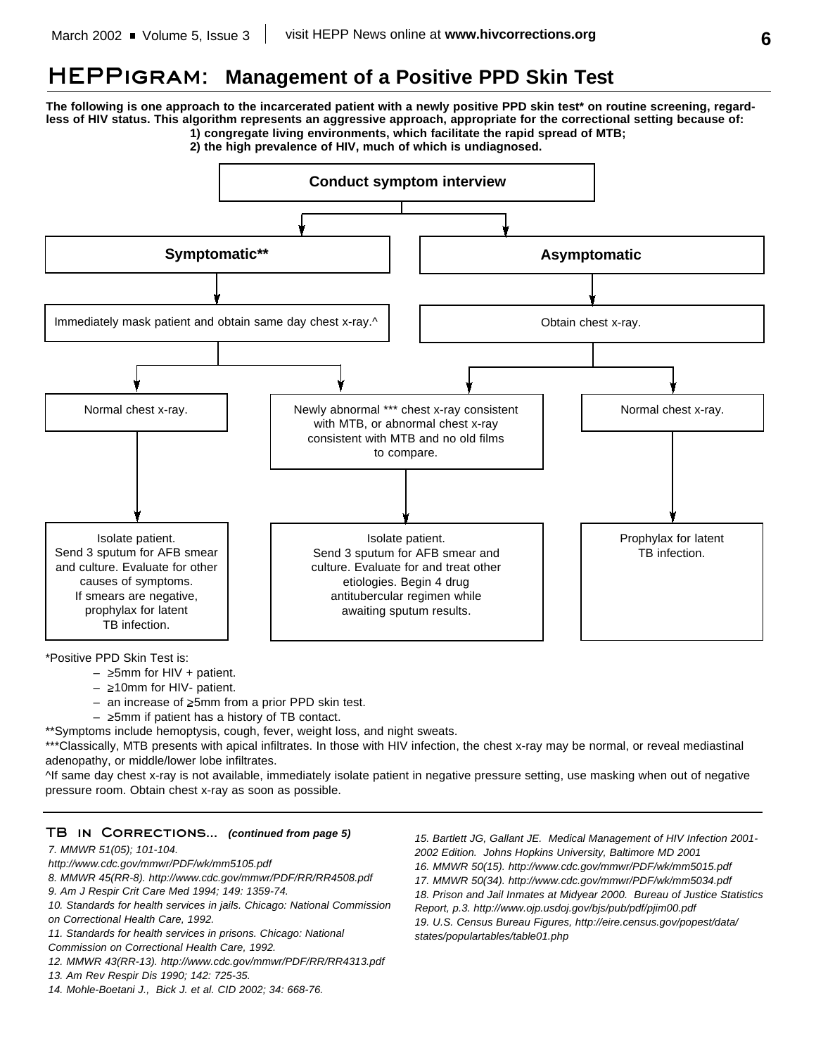# HEPPigram: Management of a Positive PPD Skin Test

**The following is one approach to the incarcerated patient with a newly positive PPD skin test* on routine screening, regardless of HIV status. This algorithm represents an aggressive approach, appropriate for the correctional setting because of:**

**1) congregate living environments, which facilitate the rapid spread of MTB;**
**2) the high prevalence of HIV, much of which is undiagnosed.**

**Conduct symptom interview**

- **Symptomatic****
  - Immediately mask patient and obtain same day chest x-ray.^
    - Normal chest x-ray.
      - Isolate patient. Send 3 sputum for AFB smear and culture. Evaluate for other causes of symptoms. If smears are negative, prophylax for latent TB infection.
    - Newly abnormal *** chest x-ray consistent with MTB, or abnormal chest x-ray consistent with MTB and no old films to compare.
      - Isolate patient. Send 3 sputum for AFB smear and culture. Evaluate for and treat other etiologies. Begin 4 drug antitubercular regimen while awaiting sputum results.
- **Asymptomatic**
  - Obtain chest x-ray.
    - Newly abnormal *** chest x-ray consistent with MTB, or abnormal chest x-ray consistent with MTB and no old films to compare.
      - Isolate patient. Send 3 sputum for AFB smear and culture. Evaluate for and treat other etiologies. Begin 4 drug antitubercular regimen while awaiting sputum results.
    - Normal chest x-ray.
      - Prophylax for latent TB infection.

*Positive PPD Skin Test is:

- ≥5mm for HIV + patient.
- ≥10mm for HIV- patient.
- an increase of ≥5mm from a prior PPD skin test.
- ≥5mm if patient has a history of TB contact.

**Symptoms include hemoptysis, cough, fever, weight loss, and night sweats.

***Classically, MTB presents with apical infiltrates. In those with HIV infection, the chest x-ray may be normal, or reveal mediastinal adenopathy, or middle/lower lobe infiltrates.

^If same day chest x-ray is not available, immediately isolate patient in negative pressure setting, use masking when out of negative pressure room. Obtain chest x-ray as soon as possible.

---

## TB in Corrections... *(continued from page 5)*

*7. MMWR 51(05); 101-104. http://www.cdc.gov/mmwr/PDF/wk/mm5105.pdf*

*8. MMWR 45(RR-8). http://www.cdc.gov/mmwr/PDF/RR/RR4508.pdf*

*9. Am J Respir Crit Care Med 1994; 149: 1359-74.*

*10. Standards for health services in jails. Chicago: National Commission on Correctional Health Care, 1992.*

*11. Standards for health services in prisons. Chicago: National Commission on Correctional Health Care, 1992.*

*12. MMWR 43(RR-13). http://www.cdc.gov/mmwr/PDF/RR/RR4313.pdf*

*13. Am Rev Respir Dis 1990; 142: 725-35.*

*14. Mohle-Boetani J., Bick J. et al. CID 2002; 34: 668-76.*

*15. Bartlett JG, Gallant JE. Medical Management of HIV Infection 2001-2002 Edition. Johns Hopkins University, Baltimore MD 2001*

*16. MMWR 50(15). http://www.cdc.gov/mmwr/PDF/wk/mm5015.pdf*

*17. MMWR 50(34). http://www.cdc.gov/mmwr/PDF/wk/mm5034.pdf*

*18. Prison and Jail Inmates at Midyear 2000. Bureau of Justice Statistics Report, p.3. http://www.ojp.usdoj.gov/bjs/pub/pdf/pjim00.pdf*

*19. U.S. Census Bureau Figures, http://eire.census.gov/popest/data/states/populartables/table01.php*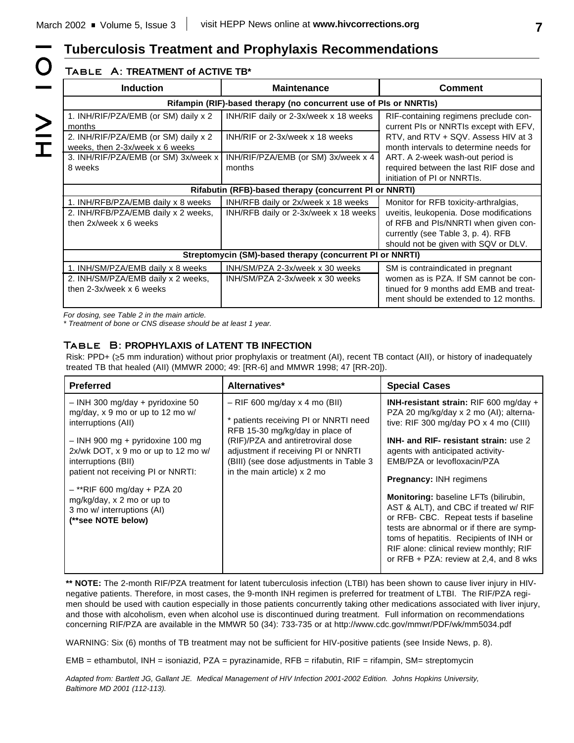# Tuberculosis Treatment and Prophylaxis Recommendations

## Table A: TREATMENT of ACTIVE TB*

| Induction | Maintenance | Comment |
|---|---|---|
| **Rifampin (RIF)-based therapy (no concurrent use of PIs or NNRTIs)** | | |
| 1. INH/RIF/PZA/EMB (or SM) daily x 2 months | INH/RIF daily or 2-3x/week x 18 weeks | RIF-containing regimens preclude concurrent PIs or NNRTIs except with EFV, RTV, and RTV + SQV. Assess HIV at 3 month intervals to determine needs for ART. A 2-week wash-out period is required between the last RIF dose and initiation of PI or NNRTIs. |
| 2. INH/RIF/PZA/EMB (or SM) daily x 2 weeks, then 2-3x/week x 6 weeks | INH/RIF or 2-3x/week x 18 weeks | |
| 3. INH/RIF/PZA/EMB (or SM) 3x/week x 8 weeks | INH/RIF/PZA/EMB (or SM) 3x/week x 4 months | |
| **Rifabutin (RFB)-based therapy (concurrent PI or NNRTI)** | | |
| 1. INH/RFB/PZA/EMB daily x 8 weeks | INH/RFB daily or 2x/week x 18 weeks | Monitor for RFB toxicity-arthralgias, uveitis, leukopenia. Dose modifications of RFB and PIs/NNRTI when given concurrently (see Table 3, p. 4). RFB should not be given with SQV or DLV. |
| 2. INH/RFB/PZA/EMB daily x 2 weeks, then 2x/week x 6 weeks | INH/RFB daily or 2-3x/week x 18 weeks | |
| **Streptomycin (SM)-based therapy (concurrent PI or NNRTI)** | | |
| 1. INH/SM/PZA/EMB daily x 8 weeks | INH/SM/PZA 2-3x/week x 30 weeks | SM is contraindicated in pregnant women as is PZA. If SM cannot be continued for 9 months add EMB and treatment should be extended to 12 months. |
| 2. INH/SM/PZA/EMB daily x 2 weeks, then 2-3x/week x 6 weeks | INH/SM/PZA 2-3x/week x 30 weeks | |

*For dosing, see Table 2 in the main article.*

*\* Treatment of bone or CNS disease should be at least 1 year.*

## Table B: PROPHYLAXIS of LATENT TB INFECTION

Risk: PPD+ (≥5 mm induration) without prior prophylaxis or treatment (AI), recent TB contact (AII), or history of inadequately treated TB that healed (AII) (MMWR 2000; 49: [RR-6] and MMWR 1998; 47 [RR-20]).

| Preferred | Alternatives* | Special Cases |
|---|---|---|
| – INH 300 mg/day + pyridoxine 50 mg/day, x 9 mo or up to 12 mo w/ interruptions (AII)<br><br>– INH 900 mg + pyridoxine 100 mg 2x/wk DOT, x 9 mo or up to 12 mo w/ interruptions (BII)<br>patient not receiving PI or NNRTI:<br><br>– **RIF 600 mg/day + PZA 20 mg/kg/day, x 2 mo or up to 3 mo w/ interruptions (AI)<br>**(\*\*see NOTE below)** | – RIF 600 mg/day x 4 mo (BII)<br><br>* patients receiving PI or NNRTI need RFB 15-30 mg/kg/day in place of (RIF)/PZA and antiretroviral dose adjustment if receiving PI or NNRTI (BIII) (see dose adjustments in Table 3 in the main article) x 2 mo | **INH-resistant strain:** RIF 600 mg/day + PZA 20 mg/kg/day x 2 mo (AI); alternative: RIF 300 mg/day PO x 4 mo (CIII)<br><br>**INH- and RIF- resistant strain:** use 2 agents with anticipated activity-EMB/PZA or levofloxacin/PZA<br><br>**Pregnancy:** INH regimens<br><br>**Monitoring:** baseline LFTs (bilirubin, AST & ALT), and CBC if treated w/ RIF or RFB- CBC. Repeat tests if baseline tests are abnormal or if there are symptoms of hepatitis. Recipients of INH or RIF alone: clinical review monthly; RIF or RFB + PZA: review at 2,4, and 8 wks |

**\*\* NOTE:** The 2-month RIF/PZA treatment for latent tuberculosis infection (LTBI) has been shown to cause liver injury in HIV-negative patients. Therefore, in most cases, the 9-month INH regimen is preferred for treatment of LTBI. The RIF/PZA regimen should be used with caution especially in those patients concurrently taking other medications associated with liver injury, and those with alcoholism, even when alcohol use is discontinued during treatment. Full information on recommendations concerning RIF/PZA are available in the MMWR 50 (34): 733-735 or at http://www.cdc.gov/mmwr/PDF/wk/mm5034.pdf

WARNING: Six (6) months of TB treatment may not be sufficient for HIV-positive patients (see Inside News, p. 8).

EMB = ethambutol, INH = isoniazid, PZA = pyrazinamide, RFB = rifabutin, RIF = rifampin, SM= streptomycin

*Adapted from: Bartlett JG, Gallant JE. Medical Management of HIV Infection 2001-2002 Edition. Johns Hopkins University, Baltimore MD 2001 (112-113).*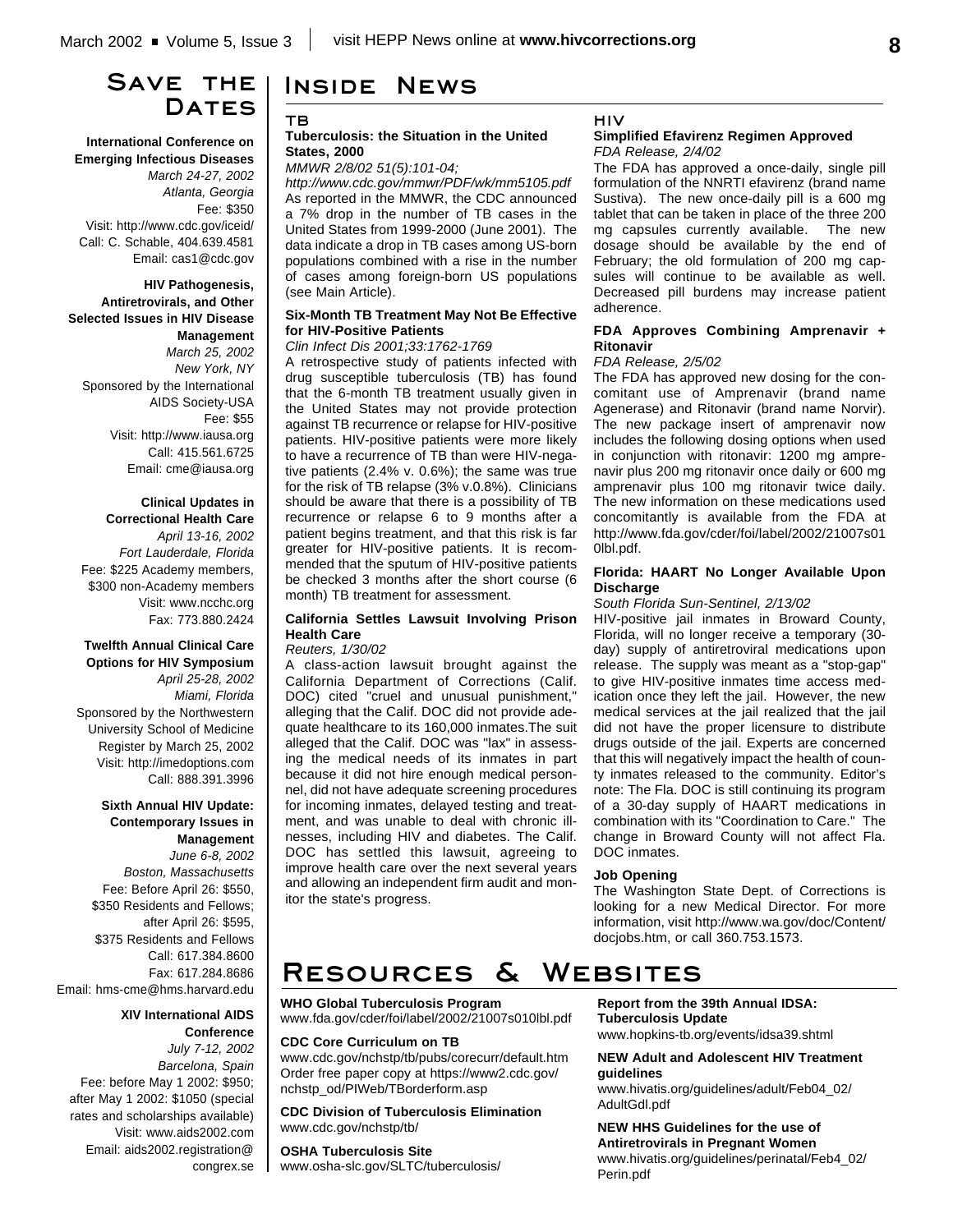## Save the Dates

**International Conference on Emerging Infectious Diseases**
*March 24-27, 2002*
*Atlanta, Georgia*
Fee: $350
Visit: http://www.cdc.gov/iceid/
Call: C. Schable, 404.639.4581
Email: cas1@cdc.gov

**HIV Pathogenesis, Antiretrovirals, and Other Selected Issues in HIV Disease Management**
*March 25, 2002*
*New York, NY*
Sponsored by the International AIDS Society-USA
Fee: $55
Visit: http://www.iausa.org
Call: 415.561.6725
Email: cme@iausa.org

**Clinical Updates in Correctional Health Care**
*April 13-16, 2002*
*Fort Lauderdale, Florida*
Fee: $225 Academy members, $300 non-Academy members
Visit: www.ncchc.org
Fax: 773.880.2424

**Twelfth Annual Clinical Care Options for HIV Symposium**
*April 25-28, 2002*
*Miami, Florida*
Sponsored by the Northwestern University School of Medicine
Register by March 25, 2002
Visit: http://imedoptions.com
Call: 888.391.3996

**Sixth Annual HIV Update: Contemporary Issues in Management**
*June 6-8, 2002*
*Boston, Massachusetts*
Fee: Before April 26: $550, $350 Residents and Fellows; after April 26: $595, $375 Residents and Fellows
Call: 617.384.8600
Fax: 617.284.8686
Email: hms-cme@hms.harvard.edu

**XIV International AIDS Conference**
*July 7-12, 2002*
*Barcelona, Spain*
Fee: before May 1 2002: $950; after May 1 2002: $1050 (special rates and scholarships available)
Visit: www.aids2002.com
Email: aids2002.registration@congrex.se

## Inside News

### TB

**Tuberculosis: the Situation in the United States, 2000**
*MMWR 2/8/02 51(5):101-04;*
*http://www.cdc.gov/mmwr/PDF/wk/mm5105.pdf*

As reported in the MMWR, the CDC announced a 7% drop in the number of TB cases in the United States from 1999-2000 (June 2001). The data indicate a drop in TB cases among US-born populations combined with a rise in the number of cases among foreign-born US populations (see Main Article).

**Six-Month TB Treatment May Not Be Effective for HIV-Positive Patients**
*Clin Infect Dis 2001;33:1762-1769*

A retrospective study of patients infected with drug susceptible tuberculosis (TB) has found that the 6-month TB treatment usually given in the United States may not provide protection against TB recurrence or relapse for HIV-positive patients. HIV-positive patients were more likely to have a recurrence of TB than were HIV-negative patients (2.4% v. 0.6%); the same was true for the risk of TB relapse (3% v.0.8%). Clinicians should be aware that there is a possibility of TB recurrence or relapse 6 to 9 months after a patient begins treatment, and that this risk is far greater for HIV-positive patients. It is recommended that the sputum of HIV-positive patients be checked 3 months after the short course (6 month) TB treatment for assessment.

**California Settles Lawsuit Involving Prison Health Care**
*Reuters, 1/30/02*

A class-action lawsuit brought against the California Department of Corrections (Calif. DOC) cited "cruel and unusual punishment," alleging that the Calif. DOC did not provide adequate healthcare to its 160,000 inmates.The suit alleged that the Calif. DOC was "lax" in assessing the medical needs of its inmates in part because it did not hire enough medical personnel, did not have adequate screening procedures for incoming inmates, delayed testing and treatment, and was unable to deal with chronic illnesses, including HIV and diabetes. The Calif. DOC has settled this lawsuit, agreeing to improve health care over the next several years and allowing an independent firm audit and monitor the state's progress.

### HIV

**Simplified Efavirenz Regimen Approved**
*FDA Release, 2/4/02*

The FDA has approved a once-daily, single pill formulation of the NNRTI efavirenz (brand name Sustiva). The new once-daily pill is a 600 mg tablet that can be taken in place of the three 200 mg capsules currently available. The new dosage should be available by the end of February; the old formulation of 200 mg capsules will continue to be available as well. Decreased pill burdens may increase patient adherence.

**FDA Approves Combining Amprenavir + Ritonavir**
*FDA Release, 2/5/02*

The FDA has approved new dosing for the concomitant use of Amprenavir (brand name Agenerase) and Ritonavir (brand name Norvir). The new package insert of amprenavir now includes the following dosing options when used in conjunction with ritonavir: 1200 mg amprenavir plus 200 mg ritonavir once daily or 600 mg amprenavir plus 100 mg ritonavir twice daily. The new information on these medications used concomitantly is available from the FDA at http://www.fda.gov/cder/foi/label/2002/21007s010lbl.pdf.

**Florida: HAART No Longer Available Upon Discharge**
*South Florida Sun-Sentinel, 2/13/02*

HIV-positive jail inmates in Broward County, Florida, will no longer receive a temporary (30-day) supply of antiretroviral medications upon release. The supply was meant as a "stop-gap" to give HIV-positive inmates time access medication once they left the jail. However, the new medical services at the jail realized that the jail did not have the proper licensure to distribute drugs outside of the jail. Experts are concerned that this will negatively impact the health of county inmates released to the community. Editor's note: The Fla. DOC is still continuing its program of a 30-day supply of HAART medications in combination with its "Coordination to Care." The change in Broward County will not affect Fla. DOC inmates.

**Job Opening**

The Washington State Dept. of Corrections is looking for a new Medical Director. For more information, visit http://www.wa.gov/doc/Content/docjobs.htm, or call 360.753.1573.

## Resources & Websites

**WHO Global Tuberculosis Program**
www.fda.gov/cder/foi/label/2002/21007s010lbl.pdf

**CDC Core Curriculum on TB**
www.cdc.gov/nchstp/tb/pubs/corecurr/default.htm
Order free paper copy at https://www2.cdc.gov/nchstp_od/PIWeb/TBorderform.asp

**CDC Division of Tuberculosis Elimination**
www.cdc.gov/nchstp/tb/

**OSHA Tuberculosis Site**
www.osha-slc.gov/SLTC/tuberculosis/

**Report from the 39th Annual IDSA: Tuberculosis Update**
www.hopkins-tb.org/events/idsa39.shtml

**NEW Adult and Adolescent HIV Treatment guidelines**
www.hivatis.org/guidelines/adult/Feb04_02/AdultGdl.pdf

**NEW HHS Guidelines for the use of Antiretrovirals in Pregnant Women**
www.hivatis.org/guidelines/perinatal/Feb4_02/Perin.pdf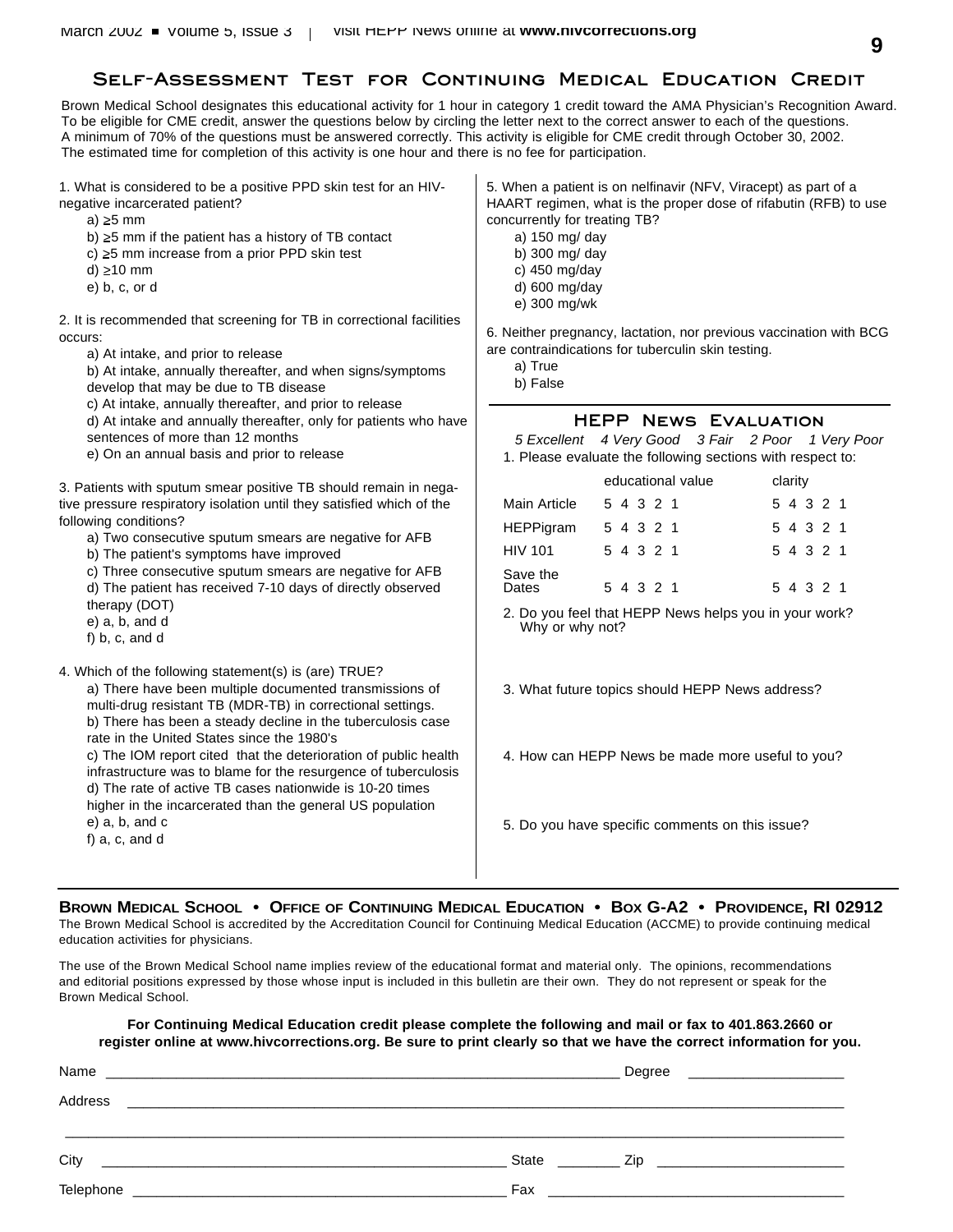## Self-Assessment Test for Continuing Medical Education Credit

Brown Medical School designates this educational activity for 1 hour in category 1 credit toward the AMA Physician's Recognition Award. To be eligible for CME credit, answer the questions below by circling the letter next to the correct answer to each of the questions. A minimum of 70% of the questions must be answered correctly. This activity is eligible for CME credit through October 30, 2002. The estimated time for completion of this activity is one hour and there is no fee for participation.

1. What is considered to be a positive PPD skin test for an HIV-negative incarcerated patient?
   - a) ≥5 mm
   - b) ≥5 mm if the patient has a history of TB contact
   - c) ≥5 mm increase from a prior PPD skin test
   - d) ≥10 mm
   - e) b, c, or d

2. It is recommended that screening for TB in correctional facilities occurs:
   - a) At intake, and prior to release
   - b) At intake, annually thereafter, and when signs/symptoms develop that may be due to TB disease
   - c) At intake, annually thereafter, and prior to release
   - d) At intake and annually thereafter, only for patients who have sentences of more than 12 months
   - e) On an annual basis and prior to release

3. Patients with sputum smear positive TB should remain in negative pressure respiratory isolation until they satisfied which of the following conditions?
   - a) Two consecutive sputum smears are negative for AFB
   - b) The patient's symptoms have improved
   - c) Three consecutive sputum smears are negative for AFB
   - d) The patient has received 7-10 days of directly observed therapy (DOT)
   - e) a, b, and d
   - f) b, c, and d

4. Which of the following statement(s) is (are) TRUE?
   - a) There have been multiple documented transmissions of multi-drug resistant TB (MDR-TB) in correctional settings.
   - b) There has been a steady decline in the tuberculosis case rate in the United States since the 1980's
   - c) The IOM report cited that the deterioration of public health infrastructure was to blame for the resurgence of tuberculosis
   - d) The rate of active TB cases nationwide is 10-20 times higher in the incarcerated than the general US population
   - e) a, b, and c
   - f) a, c, and d

5. When a patient is on nelfinavir (NFV, Viracept) as part of a HAART regimen, what is the proper dose of rifabutin (RFB) to use concurrently for treating TB?
   - a) 150 mg/ day
   - b) 300 mg/ day
   - c) 450 mg/day
   - d) 600 mg/day
   - e) 300 mg/wk

6. Neither pregnancy, lactation, nor previous vaccination with BCG are contraindications for tuberculin skin testing.
   - a) True
   - b) False

### HEPP News Evaluation

*5 Excellent 4 Very Good 3 Fair 2 Poor 1 Very Poor*

1. Please evaluate the following sections with respect to:

| | educational value | clarity |
|---|---|---|
| Main Article | 5 4 3 2 1 | 5 4 3 2 1 |
| HEPPigram | 5 4 3 2 1 | 5 4 3 2 1 |
| HIV 101 | 5 4 3 2 1 | 5 4 3 2 1 |
| Save the Dates | 5 4 3 2 1 | 5 4 3 2 1 |

2. Do you feel that HEPP News helps you in your work? Why or why not?

3. What future topics should HEPP News address?

4. How can HEPP News be made more useful to you?

5. Do you have specific comments on this issue?

---

**Brown Medical School • Office of Continuing Medical Education • Box G-A2 • Providence, RI 02912**

The Brown Medical School is accredited by the Accreditation Council for Continuing Medical Education (ACCME) to provide continuing medical education activities for physicians.

The use of the Brown Medical School name implies review of the educational format and material only. The opinions, recommendations and editorial positions expressed by those whose input is included in this bulletin are their own. They do not represent or speak for the Brown Medical School.

**For Continuing Medical Education credit please complete the following and mail or fax to 401.863.2660 or register online at www.hivcorrections.org. Be sure to print clearly so that we have the correct information for you.**

Name ______________________________ Degree ______________

Address ____________________________________________

____________________________________________________

City ______________________ State ________ Zip ______________

Telephone ______________________ Fax ______________________